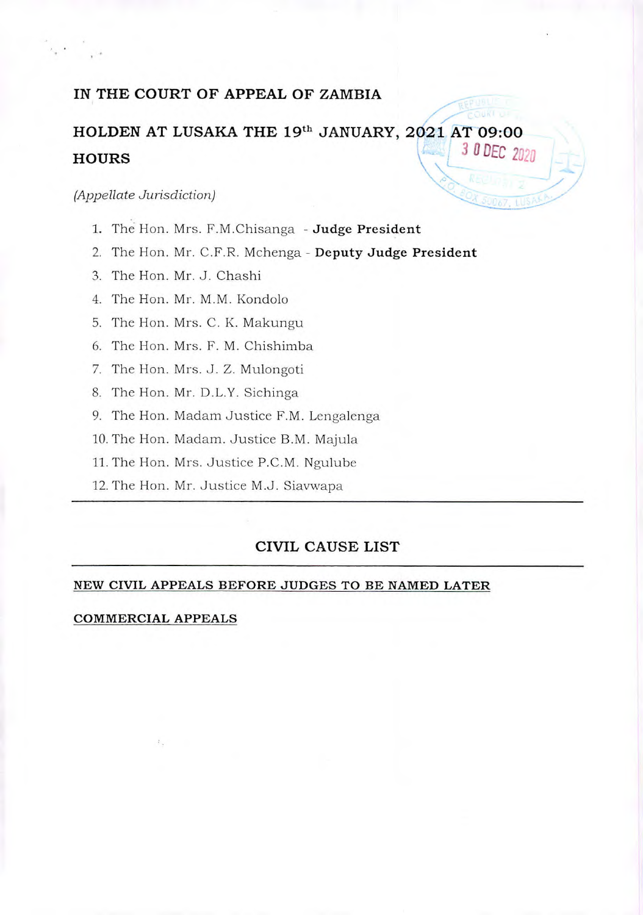**IN THE COURT OF APPEAL OF ZAMBIA**

**HOLDEN AT LUSAKA THE 19th JANUARY, 2021 AT 09:00 HOURS**

*(Appellate Jurisdiction)*

1. The Hon. Mrs. F.M.Chisanga - **Judge President**
2. The Hon. Mr. C.F.R. Mchenga - **Deputy Judge President**
3. The Hon. Mr. J. Chashi
4. The Hon. Mr. M.M. Kondolo
5. The Hon. Mrs. C. K. Makungu
6. The Hon. Mrs. F. M. Chishimba
7. The Hon. Mrs. J. Z. Mulongoti
8. The Hon. Mr. D.L.Y. Sichinga
9. The Hon. Madam Justice F.M. Lengalenga
10. The Hon. Madam. Justice B.M. Majula
11. The Hon. Mrs. Justice P.C.M. Ngulube
12. The Hon. Mr. Justice M.J. Siavwapa

---

**CIVIL CAUSE LIST**

---

**NEW CIVIL APPEALS BEFORE JUDGES TO BE NAMED LATER**

**COMMERCIAL APPEALS**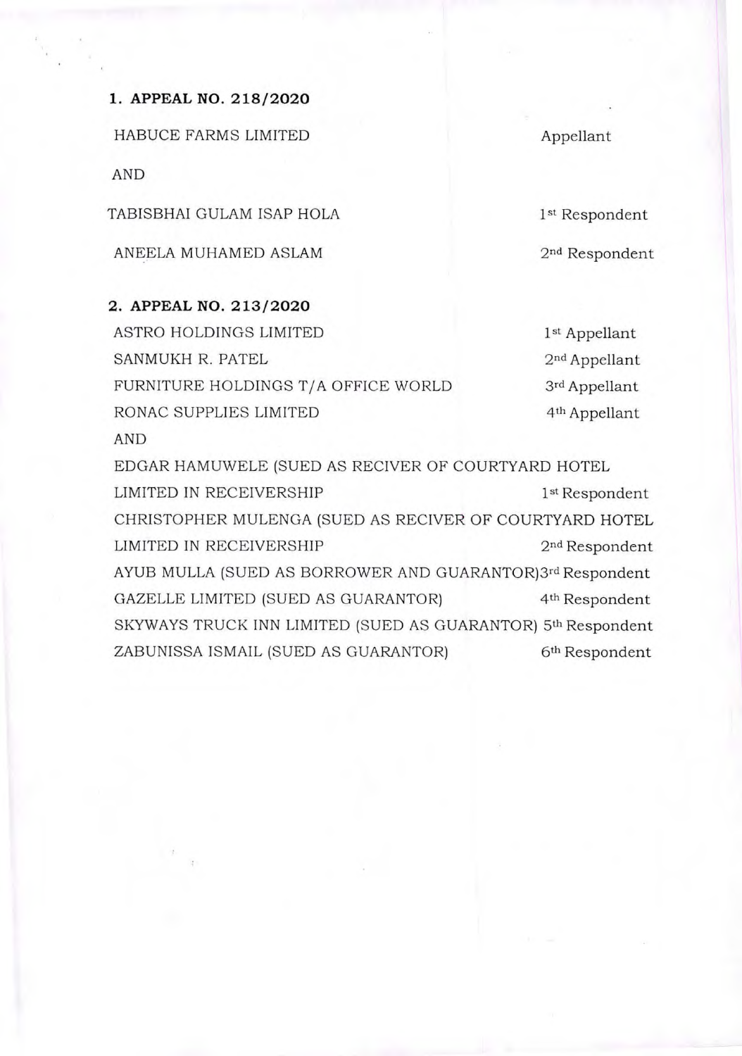**1. APPEAL NO. 218/2020**

| | |
|---|---|
| HABUCE FARMS LIMITED | Appellant |
| AND | |
| TABISBHAI GULAM ISAP HOLA | 1st Respondent |
| ANEELA MUHAMED ASLAM | 2nd Respondent |

**2. APPEAL NO. 213/2020**

| | |
|---|---|
| ASTRO HOLDINGS LIMITED | 1st Appellant |
| SANMUKH R. PATEL | 2nd Appellant |
| FURNITURE HOLDINGS T/A OFFICE WORLD | 3rd Appellant |
| RONAC SUPPLIES LIMITED | 4th Appellant |
| AND | |
| EDGAR HAMUWELE (SUED AS RECIVER OF COURTYARD HOTEL LIMITED IN RECEIVERSHIP | 1st Respondent |
| CHRISTOPHER MULENGA (SUED AS RECIVER OF COURTYARD HOTEL LIMITED IN RECEIVERSHIP | 2nd Respondent |
| AYUB MULLA (SUED AS BORROWER AND GUARANTOR) | 3rd Respondent |
| GAZELLE LIMITED (SUED AS GUARANTOR) | 4th Respondent |
| SKYWAYS TRUCK INN LIMITED (SUED AS GUARANTOR) | 5th Respondent |
| ZABUNISSA ISMAIL (SUED AS GUARANTOR) | 6th Respondent |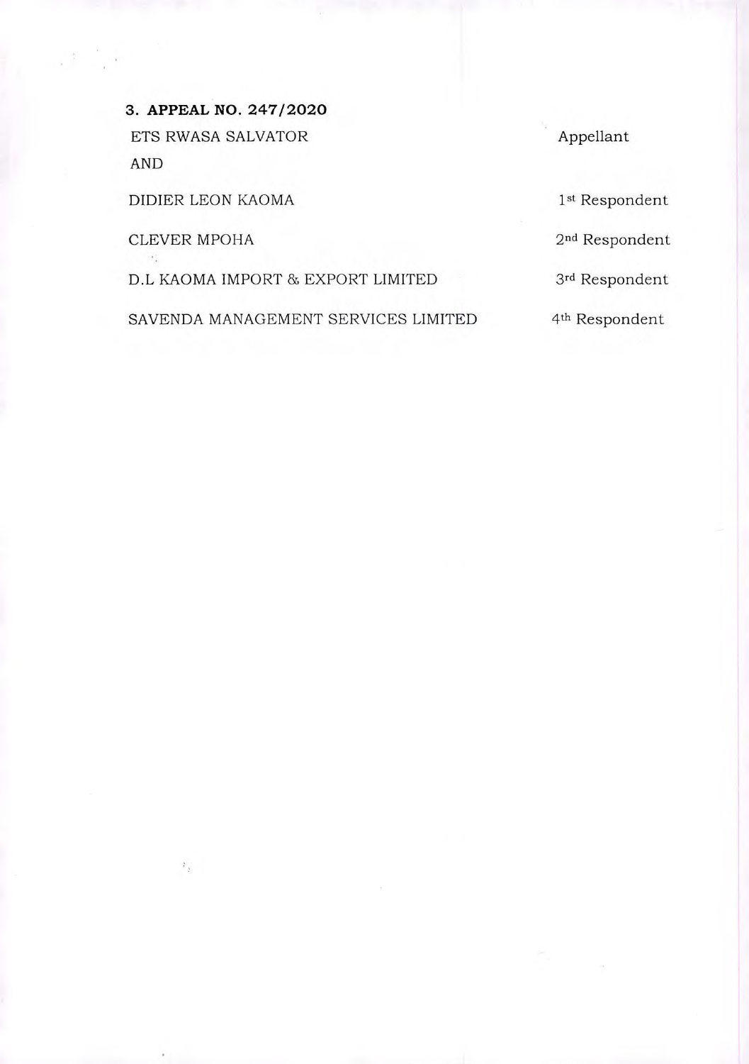**3. APPEAL NO. 247/2020**

| | |
|---|---|
| ETS RWASA SALVATOR | Appellant |
| AND | |
| DIDIER LEON KAOMA | 1st Respondent |
| CLEVER MPOHA | 2nd Respondent |
| D.L KAOMA IMPORT & EXPORT LIMITED | 3rd Respondent |
| SAVENDA MANAGEMENT SERVICES LIMITED | 4th Respondent |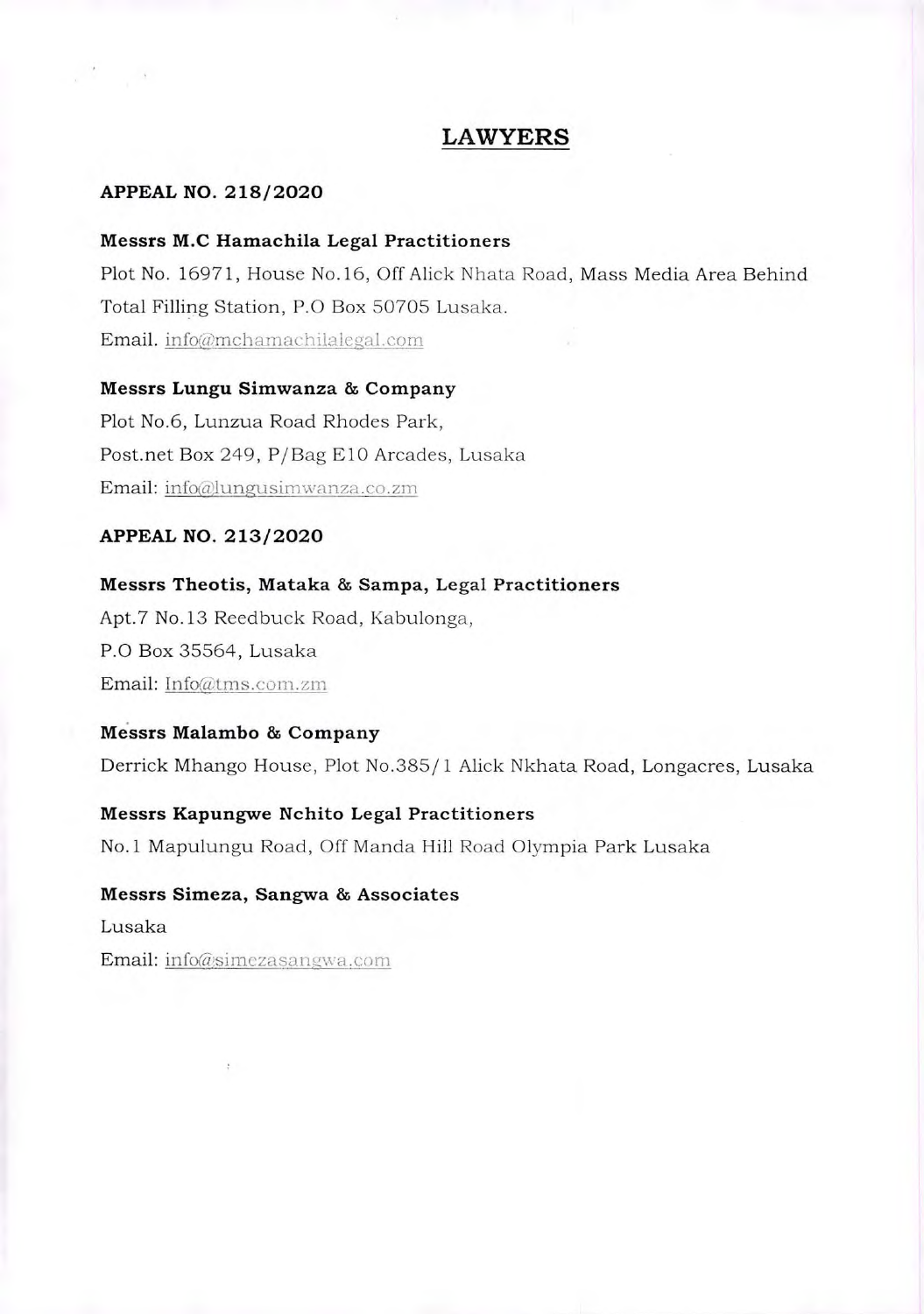## LAWYERS

**APPEAL NO. 218/2020**

**Messrs M.C Hamachila Legal Practitioners**
Plot No. 16971, House No.16, Off Alick Nhata Road, Mass Media Area Behind Total Filling Station, P.O Box 50705 Lusaka.
Email. info@mchamachilalegal.com

**Messrs Lungu Simwanza & Company**
Plot No.6, Lunzua Road Rhodes Park,
Post.net Box 249, P/Bag E10 Arcades, Lusaka
Email: info@lungusimwanza.co.zm

**APPEAL NO. 213/2020**

**Messrs Theotis, Mataka & Sampa, Legal Practitioners**
Apt.7 No.13 Reedbuck Road, Kabulonga,
P.O Box 35564, Lusaka
Email: Info@tms.com.zm

**Messrs Malambo & Company**
Derrick Mhango House, Plot No.385/1 Alick Nkhata Road, Longacres, Lusaka

**Messrs Kapungwe Nchito Legal Practitioners**
No.1 Mapulungu Road, Off Manda Hill Road Olympia Park Lusaka

**Messrs Simeza, Sangwa & Associates**
Lusaka
Email: info@simezasangwa.com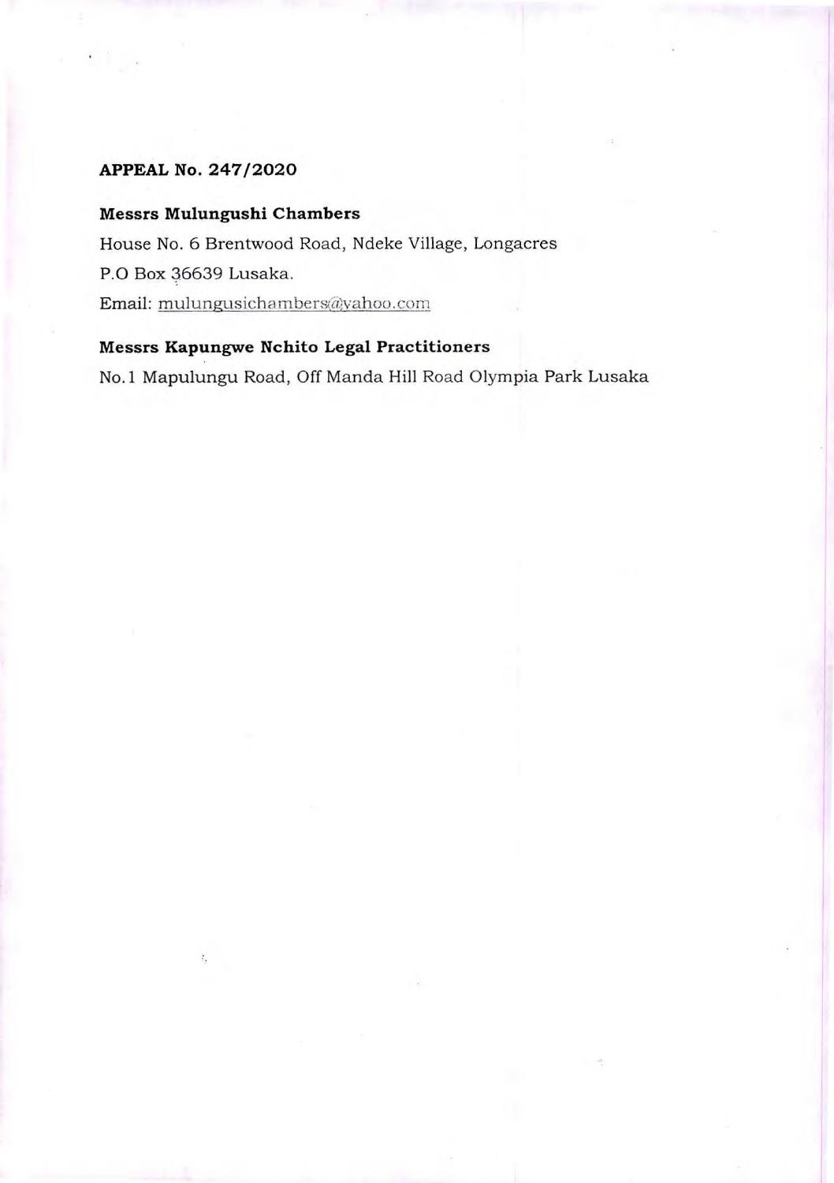**APPEAL No. 247/2020**

**Messrs Mulungushi Chambers**

House No. 6 Brentwood Road, Ndeke Village, Longacres

P.O Box 36639 Lusaka.

Email: mulungusichambers@yahoo.com

**Messrs Kapungwe Nchito Legal Practitioners**

No.1 Mapulungu Road, Off Manda Hill Road Olympia Park Lusaka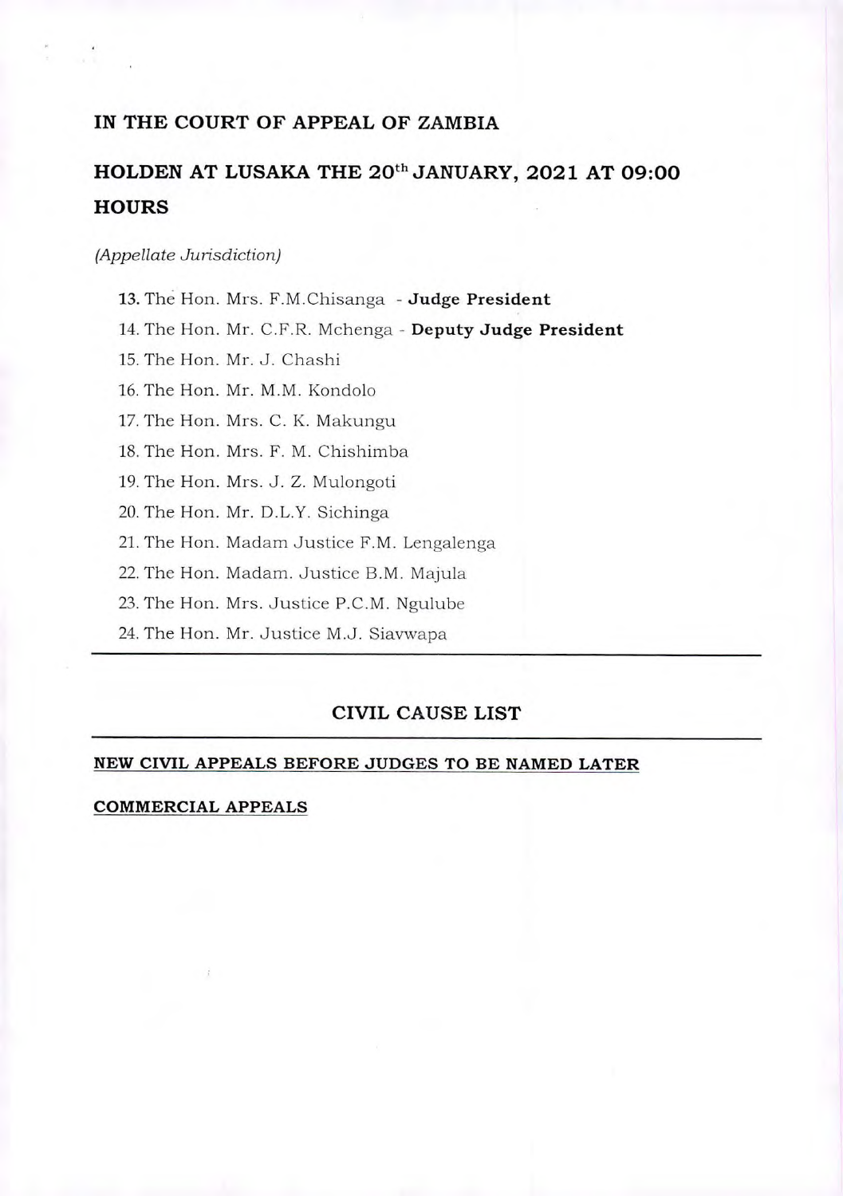## IN THE COURT OF APPEAL OF ZAMBIA

## HOLDEN AT LUSAKA THE 20th JANUARY, 2021 AT 09:00 HOURS

*(Appellate Jurisdiction)*

13. The Hon. Mrs. F.M.Chisanga - **Judge President**
14. The Hon. Mr. C.F.R. Mchenga - **Deputy Judge President**
15. The Hon. Mr. J. Chashi
16. The Hon. Mr. M.M. Kondolo
17. The Hon. Mrs. C. K. Makungu
18. The Hon. Mrs. F. M. Chishimba
19. The Hon. Mrs. J. Z. Mulongoti
20. The Hon. Mr. D.L.Y. Sichinga
21. The Hon. Madam Justice F.M. Lengalenga
22. The Hon. Madam. Justice B.M. Majula
23. The Hon. Mrs. Justice P.C.M. Ngulube
24. The Hon. Mr. Justice M.J. Siavwapa

---

## CIVIL CAUSE LIST

---

**NEW CIVIL APPEALS BEFORE JUDGES TO BE NAMED LATER**

**COMMERCIAL APPEALS**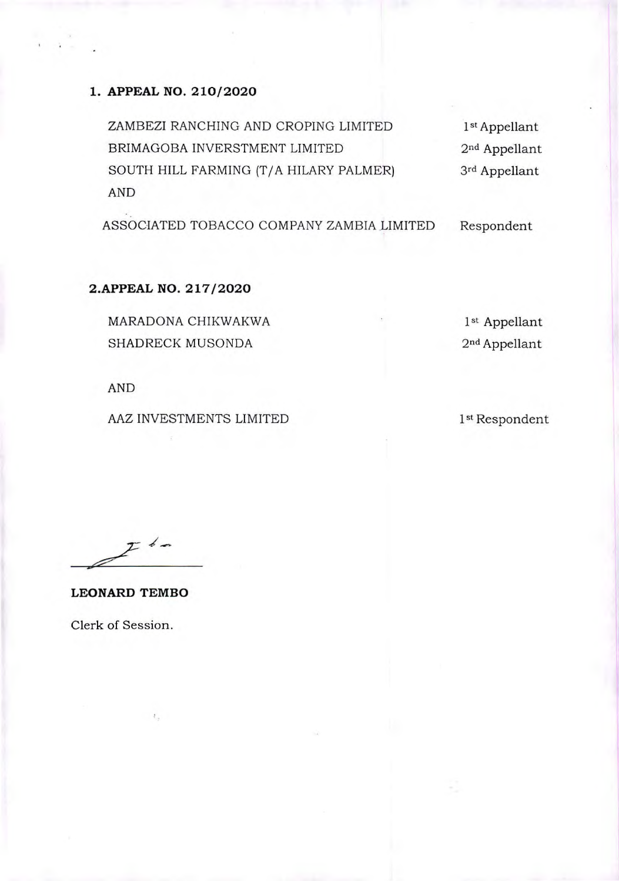**1. APPEAL NO. 210/2020**

| | |
|---|---|
| ZAMBEZI RANCHING AND CROPING LIMITED | 1st Appellant |
| BRIMAGOBA INVERSTMENT LIMITED | 2nd Appellant |
| SOUTH HILL FARMING (T/A HILARY PALMER) | 3rd Appellant |
| AND | |
| ASSOCIATED TOBACCO COMPANY ZAMBIA LIMITED | Respondent |

**2. APPEAL NO. 217/2020**

| | |
|---|---|
| MARADONA CHIKWAKWA | 1st Appellant |
| SHADRECK MUSONDA | 2nd Appellant |
| AND | |
| AAZ INVESTMENTS LIMITED | 1st Respondent |

**LEONARD TEMBO**

Clerk of Session.